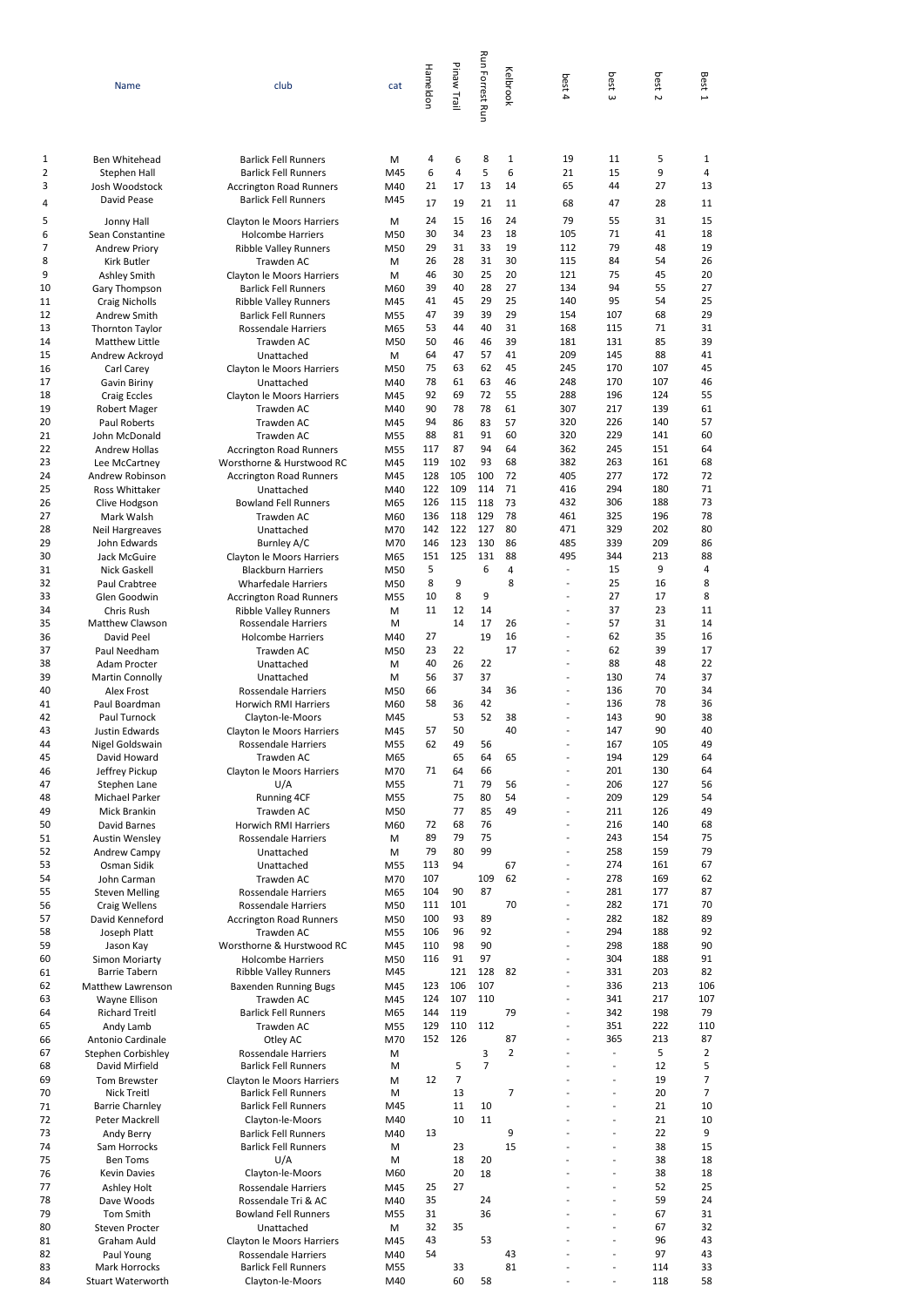|  | Name | club | cat | Hameldon | Pinaw Trail | Run Forrest Run | Kelbrook | best 4 | best 3 | best 2 | Best 1 |
|---|---|---|---|---|---|---|---|---|---|---|---|
| 1 | Ben Whitehead | Barlick Fell Runners | M | 4 | 6 | 8 | 1 | 19 | 11 | 5 | 1 |
| 2 | Stephen Hall | Barlick Fell Runners | M45 | 6 | 4 | 5 | 6 | 21 | 15 | 9 | 4 |
| 3 | Josh Woodstock | Accrington Road Runners | M40 | 21 | 17 | 13 | 14 | 65 | 44 | 27 | 13 |
| 4 | David Pease | Barlick Fell Runners | M45 | 17 | 19 | 21 | 11 | 68 | 47 | 28 | 11 |
| 5 | Jonny Hall | Clayton le Moors Harriers | M | 24 | 15 | 16 | 24 | 79 | 55 | 31 | 15 |
| 6 | Sean Constantine | Holcombe Harriers | M50 | 30 | 34 | 23 | 18 | 105 | 71 | 41 | 18 |
| 7 | Andrew Priory | Ribble Valley Runners | M50 | 29 | 31 | 33 | 19 | 112 | 79 | 48 | 19 |
| 8 | Kirk Butler | Trawden AC | M | 26 | 28 | 31 | 30 | 115 | 84 | 54 | 26 |
| 9 | Ashley Smith | Clayton le Moors Harriers | M | 46 | 30 | 25 | 20 | 121 | 75 | 45 | 20 |
| 10 | Gary Thompson | Barlick Fell Runners | M60 | 39 | 40 | 28 | 27 | 134 | 94 | 55 | 27 |
| 11 | Craig Nicholls | Ribble Valley Runners | M45 | 41 | 45 | 29 | 25 | 140 | 95 | 54 | 25 |
| 12 | Andrew Smith | Barlick Fell Runners | M55 | 47 | 39 | 39 | 29 | 154 | 107 | 68 | 29 |
| 13 | Thornton Taylor | Rossendale Harriers | M65 | 53 | 44 | 40 | 31 | 168 | 115 | 71 | 31 |
| 14 | Matthew Little | Trawden AC | M50 | 50 | 46 | 46 | 39 | 181 | 131 | 85 | 39 |
| 15 | Andrew Ackroyd | Unattached | M | 64 | 47 | 57 | 41 | 209 | 145 | 88 | 41 |
| 16 | Carl Carey | Clayton le Moors Harriers | M50 | 75 | 63 | 62 | 45 | 245 | 170 | 107 | 45 |
| 17 | Gavin Biriny | Unattached | M40 | 78 | 61 | 63 | 46 | 248 | 170 | 107 | 46 |
| 18 | Craig Eccles | Clayton le Moors Harriers | M45 | 92 | 69 | 72 | 55 | 288 | 196 | 124 | 55 |
| 19 | Robert Mager | Trawden AC | M40 | 90 | 78 | 78 | 61 | 307 | 217 | 139 | 61 |
| 20 | Paul Roberts | Trawden AC | M45 | 94 | 86 | 83 | 57 | 320 | 226 | 140 | 57 |
| 21 | John McDonald | Trawden AC | M55 | 88 | 81 | 91 | 60 | 320 | 229 | 141 | 60 |
| 22 | Andrew Hollas | Accrington Road Runners | M55 | 117 | 87 | 94 | 64 | 362 | 245 | 151 | 64 |
| 23 | Lee McCartney | Worsthorne & Hurstwood RC | M45 | 119 | 102 | 93 | 68 | 382 | 263 | 161 | 68 |
| 24 | Andrew Robinson | Accrington Road Runners | M45 | 128 | 105 | 100 | 72 | 405 | 277 | 172 | 72 |
| 25 | Ross Whittaker | Unattached | M40 | 122 | 109 | 114 | 71 | 416 | 294 | 180 | 71 |
| 26 | Clive Hodgson | Bowland Fell Runners | M65 | 126 | 115 | 118 | 73 | 432 | 306 | 188 | 73 |
| 27 | Mark Walsh | Trawden AC | M60 | 136 | 118 | 129 | 78 | 461 | 325 | 196 | 78 |
| 28 | Neil Hargreaves | Unattached | M70 | 142 | 122 | 127 | 80 | 471 | 329 | 202 | 80 |
| 29 | John Edwards | Burnley A/C | M70 | 146 | 123 | 130 | 86 | 485 | 339 | 209 | 86 |
| 30 | Jack McGuire | Clayton le Moors Harriers | M65 | 151 | 125 | 131 | 88 | 495 | 344 | 213 | 88 |
| 31 | Nick Gaskell | Blackburn Harriers | M50 | 5 |  | 6 | 4 | - | 15 | 9 | 4 |
| 32 | Paul Crabtree | Wharfedale Harriers | M50 | 8 | 9 |  | 8 | - | 25 | 16 | 8 |
| 33 | Glen Goodwin | Accrington Road Runners | M55 | 10 | 8 | 9 |  | - | 27 | 17 | 8 |
| 34 | Chris Rush | Ribble Valley Runners | M | 11 | 12 | 14 |  | - | 37 | 23 | 11 |
| 35 | Matthew Clawson | Rossendale Harriers | M |  | 14 | 17 | 26 | - | 57 | 31 | 14 |
| 36 | David Peel | Holcombe Harriers | M40 | 27 |  | 19 | 16 | - | 62 | 35 | 16 |
| 37 | Paul Needham | Trawden AC | M50 | 23 | 22 |  | 17 | - | 62 | 39 | 17 |
| 38 | Adam Procter | Unattached | M | 40 | 26 | 22 |  | - | 88 | 48 | 22 |
| 39 | Martin Connolly | Unattached | M | 56 | 37 | 37 |  | - | 130 | 74 | 37 |
| 40 | Alex Frost | Rossendale Harriers | M50 | 66 |  | 34 | 36 | - | 136 | 70 | 34 |
| 41 | Paul Boardman | Horwich RMI Harriers | M60 | 58 | 36 | 42 |  | - | 136 | 78 | 36 |
| 42 | Paul Turnock | Clayton-le-Moors | M45 |  | 53 | 52 | 38 | - | 143 | 90 | 38 |
| 43 | Justin Edwards | Clayton le Moors Harriers | M45 | 57 | 50 |  | 40 | - | 147 | 90 | 40 |
| 44 | Nigel Goldswain | Rossendale Harriers | M55 | 62 | 49 | 56 |  | - | 167 | 105 | 49 |
| 45 | David Howard | Trawden AC | M65 |  | 65 | 64 | 65 | - | 194 | 129 | 64 |
| 46 | Jeffrey Pickup | Clayton le Moors Harriers | M70 | 71 | 64 | 66 |  | - | 201 | 130 | 64 |
| 47 | Stephen Lane | U/A | M55 |  | 71 | 79 | 56 | - | 206 | 127 | 56 |
| 48 | Michael Parker | Running 4CF | M55 |  | 75 | 80 | 54 | - | 209 | 129 | 54 |
| 49 | Mick Brankin | Trawden AC | M50 |  | 77 | 85 | 49 | - | 211 | 126 | 49 |
| 50 | David Barnes | Horwich RMI Harriers | M60 | 72 | 68 | 76 |  | - | 216 | 140 | 68 |
| 51 | Austin Wensley | Rossendale Harriers | M | 89 | 79 | 75 |  | - | 243 | 154 | 75 |
| 52 | Andrew Campy | Unattached | M | 79 | 80 | 99 |  | - | 258 | 159 | 79 |
| 53 | Osman Sidik | Unattached | M55 | 113 | 94 |  | 67 | - | 274 | 161 | 67 |
| 54 | John Carman | Trawden AC | M70 | 107 |  | 109 | 62 | - | 278 | 169 | 62 |
| 55 | Steven Melling | Rossendale Harriers | M65 | 104 | 90 | 87 |  | - | 281 | 177 | 87 |
| 56 | Craig Wellens | Rossendale Harriers | M50 | 111 | 101 |  | 70 | - | 282 | 171 | 70 |
| 57 | David Kenneford | Accrington Road Runners | M50 | 100 | 93 | 89 |  | - | 282 | 182 | 89 |
| 58 | Joseph Platt | Trawden AC | M55 | 106 | 96 | 92 |  | - | 294 | 188 | 92 |
| 59 | Jason Kay | Worsthorne & Hurstwood RC | M45 | 110 | 98 | 90 |  | - | 298 | 188 | 90 |
| 60 | Simon Moriarty | Holcombe Harriers | M50 | 116 | 91 | 97 |  | - | 304 | 188 | 91 |
| 61 | Barrie Tabern | Ribble Valley Runners | M45 |  | 121 | 128 | 82 | - | 331 | 203 | 82 |
| 62 | Matthew Lawrenson | Baxenden Running Bugs | M45 | 123 | 106 | 107 |  | - | 336 | 213 | 106 |
| 63 | Wayne Ellison | Trawden AC | M45 | 124 | 107 | 110 |  | - | 341 | 217 | 107 |
| 64 | Richard Treitl | Barlick Fell Runners | M65 | 144 | 119 |  | 79 | - | 342 | 198 | 79 |
| 65 | Andy Lamb | Trawden AC | M55 | 129 | 110 | 112 |  | - | 351 | 222 | 110 |
| 66 | Antonio Cardinale | Otley AC | M70 | 152 | 126 |  | 87 | - | 365 | 213 | 87 |
| 67 | Stephen Corbishley | Rossendale Harriers | M |  |  | 3 | 2 | - | - | 5 | 2 |
| 68 | David Mirfield | Barlick Fell Runners | M |  | 5 | 7 |  | - | - | 12 | 5 |
| 69 | Tom Brewster | Clayton le Moors Harriers | M | 12 | 7 |  |  | - | - | 19 | 7 |
| 70 | Nick Treitl | Barlick Fell Runners | M |  | 13 |  | 7 | - | - | 20 | 7 |
| 71 | Barrie Charnley | Barlick Fell Runners | M45 |  | 11 | 10 |  | - | - | 21 | 10 |
| 72 | Peter Mackrell | Clayton-le-Moors | M40 |  | 10 | 11 |  | - | - | 21 | 10 |
| 73 | Andy Berry | Barlick Fell Runners | M40 | 13 |  |  | 9 | - | - | 22 | 9 |
| 74 | Sam Horrocks | Barlick Fell Runners | M |  | 23 |  | 15 | - | - | 38 | 15 |
| 75 | Ben Toms | U/A | M |  | 18 | 20 |  | - | - | 38 | 18 |
| 76 | Kevin Davies | Clayton-le-Moors | M60 |  | 20 | 18 |  | - | - | 38 | 18 |
| 77 | Ashley Holt | Rossendale Harriers | M45 | 25 | 27 |  |  | - | - | 52 | 25 |
| 78 | Dave Woods | Rossendale Tri & AC | M40 | 35 |  | 24 |  | - | - | 59 | 24 |
| 79 | Tom Smith | Bowland Fell Runners | M55 | 31 |  | 36 |  | - | - | 67 | 31 |
| 80 | Steven Procter | Unattached | M | 32 | 35 |  |  | - | - | 67 | 32 |
| 81 | Graham Auld | Clayton le Moors Harriers | M45 | 43 |  | 53 |  | - | - | 96 | 43 |
| 82 | Paul Young | Rossendale Harriers | M40 | 54 |  |  | 43 | - | - | 97 | 43 |
| 83 | Mark Horrocks | Barlick Fell Runners | M55 |  | 33 |  | 81 | - | - | 114 | 33 |
| 84 | Stuart Waterworth | Clayton-le-Moors | M40 |  | 60 | 58 |  | - | - | 118 | 58 |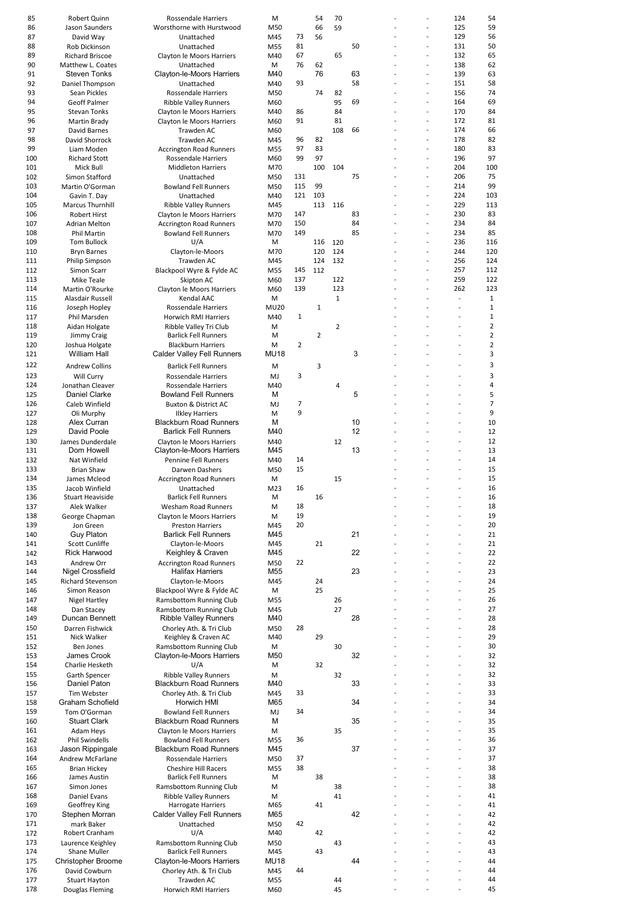| | | | | | | | | | | | |
|---|---|---|---|---|---|---|---|---|---|---|---|
| 85 | Robert Quinn | Rossendale Harriers | M | | 54 | 70 | | - | - | 124 | 54 |
| 86 | Jason Saunders | Worsthorne with Hurstwood | M50 | | 66 | 59 | | - | - | 125 | 59 |
| 87 | David Way | Unattached | M45 | 73 | 56 | | | - | - | 129 | 56 |
| 88 | Rob Dickinson | Unattached | M55 | 81 | | | 50 | - | - | 131 | 50 |
| 89 | Richard Briscoe | Clayton le Moors Harriers | M40 | 67 | | 65 | | - | - | 132 | 65 |
| 90 | Matthew L. Coates | Unattached | M | 76 | 62 | | | - | - | 138 | 62 |
| 91 | Steven Tonks | Clayton-le-Moors Harriers | M40 | | 76 | | 63 | - | - | 139 | 63 |
| 92 | Daniel Thompson | Unattached | M40 | 93 | | | 58 | - | - | 151 | 58 |
| 93 | Sean Pickles | Rossendale Harriers | M50 | | 74 | 82 | | - | - | 156 | 74 |
| 94 | Geoff Palmer | Ribble Valley Runners | M60 | | | 95 | 69 | - | - | 164 | 69 |
| 95 | Stevan Tonks | Clayton le Moors Harriers | M40 | 86 | | 84 | | - | - | 170 | 84 |
| 96 | Martin Brady | Clayton le Moors Harriers | M60 | 91 | | 81 | | - | - | 172 | 81 |
| 97 | David Barnes | Trawden AC | M60 | | | 108 | 66 | - | - | 174 | 66 |
| 98 | David Shorrock | Trawden AC | M45 | 96 | 82 | | | - | - | 178 | 82 |
| 99 | Liam Moden | Accrington Road Runners | M55 | 97 | 83 | | | - | - | 180 | 83 |
| 100 | Richard Stott | Rossendale Harriers | M60 | 99 | 97 | | | - | - | 196 | 97 |
| 101 | Mick Bull | Middleton Harriers | M70 | | 100 | 104 | | - | - | 204 | 100 |
| 102 | Simon Stafford | Unattached | M50 | 131 | | | 75 | - | - | 206 | 75 |
| 103 | Martin O'Gorman | Bowland Fell Runners | M50 | 115 | 99 | | | - | - | 214 | 99 |
| 104 | Gavin T. Day | Unattached | M40 | 121 | 103 | | | - | - | 224 | 103 |
| 105 | Marcus Thurnhill | Ribble Valley Runners | M45 | | 113 | 116 | | - | - | 229 | 113 |
| 106 | Robert Hirst | Clayton le Moors Harriers | M70 | 147 | | | 83 | - | - | 230 | 83 |
| 107 | Adrian Melton | Accrington Road Runners | M70 | 150 | | | 84 | - | - | 234 | 84 |
| 108 | Phil Martin | Bowland Fell Runners | M70 | 149 | | | 85 | - | - | 234 | 85 |
| 109 | Tom Bullock | U/A | M | | 116 | 120 | | - | - | 236 | 116 |
| 110 | Bryn Barnes | Clayton-le-Moors | M70 | | 120 | 124 | | - | - | 244 | 120 |
| 111 | Philip Simpson | Trawden AC | M45 | | 124 | 132 | | - | - | 256 | 124 |
| 112 | Simon Scarr | Blackpool Wyre & Fylde AC | M55 | 145 | 112 | | | - | - | 257 | 112 |
| 113 | Mike Teale | Skipton AC | M60 | 137 | | 122 | | - | - | 259 | 122 |
| 114 | Martin O'Rourke | Clayton le Moors Harriers | M60 | 139 | | 123 | | - | - | 262 | 123 |
| 115 | Alasdair Russell | Kendal AAC | M | | | 1 | | - | - | - | 1 |
| 116 | Joseph Hopley | Rossendale Harriers | MU20 | | 1 | | | - | - | - | 1 |
| 117 | Phil Marsden | Horwich RMI Harriers | M40 | 1 | | | | - | - | - | 1 |
| 118 | Aidan Holgate | Ribble Valley Tri Club | M | | | 2 | | - | - | - | 2 |
| 119 | Jimmy Craig | Barlick Fell Runners | M | | 2 | | | - | - | - | 2 |
| 120 | Joshua Holgate | Blackburn Harriers | M | 2 | | | | - | - | - | 2 |
| 121 | William Hall | Calder Valley Fell Runners | MU18 | | | | 3 | - | - | - | 3 |
| 122 | Andrew Collins | Barlick Fell Runners | M | | 3 | | | - | - | - | 3 |
| 123 | Will Curry | Rossendale Harriers | MJ | 3 | | | | - | - | - | 3 |
| 124 | Jonathan Cleaver | Rossendale Harriers | M40 | | | 4 | | - | - | - | 4 |
| 125 | Daniel Clarke | Bowland Fell Runners | M | | | | 5 | - | - | - | 5 |
| 126 | Caleb Winfield | Buxton & District AC | MJ | 7 | | | | - | - | - | 7 |
| 127 | Oli Murphy | Ilkley Harriers | M | 9 | | | | - | - | - | 9 |
| 128 | Alex Curran | Blackburn Road Runners | M | | | | 10 | - | - | - | 10 |
| 129 | David Poole | Barlick Fell Runners | M40 | | | | 12 | - | - | - | 12 |
| 130 | James Dunderdale | Clayton le Moors Harriers | M40 | | | 12 | | - | - | - | 12 |
| 131 | Dom Howell | Clayton-le-Moors Harriers | M45 | | | | 13 | - | - | - | 13 |
| 132 | Nat Winfield | Pennine Fell Runners | M40 | 14 | | | | - | - | - | 14 |
| 133 | Brian Shaw | Darwen Dashers | M50 | 15 | | | | - | - | - | 15 |
| 134 | James Mcleod | Accrington Road Runners | M | | | 15 | | - | - | - | 15 |
| 135 | Jacob Winfield | Unattached | M23 | 16 | | | | - | - | - | 16 |
| 136 | Stuart Heaviside | Barlick Fell Runners | M | | 16 | | | - | - | - | 16 |
| 137 | Alek Walker | Wesham Road Runners | M | 18 | | | | - | - | - | 18 |
| 138 | George Chapman | Clayton le Moors Harriers | M | 19 | | | | - | - | - | 19 |
| 139 | Jon Green | Preston Harriers | M45 | 20 | | | | - | - | - | 20 |
| 140 | Guy Platon | Barlick Fell Runners | M45 | | | | 21 | - | - | - | 21 |
| 141 | Scott Cunliffe | Clayton-le-Moors | M45 | | 21 | | | - | - | - | 21 |
| 142 | Rick Harwood | Keighley & Craven | M45 | | | | 22 | - | - | - | 22 |
| 143 | Andrew Orr | Accrington Road Runners | M50 | 22 | | | | - | - | - | 22 |
| 144 | Nigel Crossfield | Halifax Harriers | M55 | | | | 23 | - | - | - | 23 |
| 145 | Richard Stevenson | Clayton-le-Moors | M45 | | 24 | | | - | - | - | 24 |
| 146 | Simon Reason | Blackpool Wyre & Fylde AC | M | | 25 | | | - | - | - | 25 |
| 147 | Nigel Hartley | Ramsbottom Running Club | M55 | | | 26 | | - | - | - | 26 |
| 148 | Dan Stacey | Ramsbottom Running Club | M45 | | | 27 | | - | - | - | 27 |
| 149 | Duncan Bennett | Ribble Valley Runners | M40 | | | | 28 | - | - | - | 28 |
| 150 | Darren Fishwick | Chorley Ath. & Tri Club | M50 | 28 | | | | - | - | - | 28 |
| 151 | Nick Walker | Keighley & Craven AC | M40 | | 29 | | | - | - | - | 29 |
| 152 | Ben Jones | Ramsbottom Running Club | M | | | 30 | | - | - | - | 30 |
| 153 | James Crook | Clayton-le-Moors Harriers | M50 | | | | 32 | - | - | - | 32 |
| 154 | Charlie Hesketh | U/A | M | | 32 | | | - | - | - | 32 |
| 155 | Garth Spencer | Ribble Valley Runners | M | | | 32 | | - | - | - | 32 |
| 156 | Daniel Paton | Blackburn Road Runners | M40 | | | | 33 | - | - | - | 33 |
| 157 | Tim Webster | Chorley Ath. & Tri Club | M45 | 33 | | | | - | - | - | 33 |
| 158 | Graham Schofield | Horwich HMI | M65 | | | | 34 | - | - | - | 34 |
| 159 | Tom O'Gorman | Bowland Fell Runners | MJ | 34 | | | | - | - | - | 34 |
| 160 | Stuart Clark | Blackburn Road Runners | M | | | | 35 | - | - | - | 35 |
| 161 | Adam Heys | Clayton le Moors Harriers | M | | | 35 | | - | - | - | 35 |
| 162 | Phil Swindells | Bowland Fell Runners | M55 | 36 | | | | - | - | - | 36 |
| 163 | Jason Rippingale | Blackburn Road Runners | M45 | | | | 37 | - | - | - | 37 |
| 164 | Andrew McFarlane | Rossendale Harriers | M50 | 37 | | | | - | - | - | 37 |
| 165 | Brian Hickey | Cheshire Hill Racers | M55 | 38 | | | | - | - | - | 38 |
| 166 | James Austin | Barlick Fell Runners | M | | 38 | | | - | - | - | 38 |
| 167 | Simon Jones | Ramsbottom Running Club | M | | | 38 | | - | - | - | 38 |
| 168 | Daniel Evans | Ribble Valley Runners | M | | | 41 | | - | - | - | 41 |
| 169 | Geoffrey King | Harrogate Harriers | M65 | | 41 | | | - | - | - | 41 |
| 170 | Stephen Morran | Calder Valley Fell Runners | M65 | | | | 42 | - | - | - | 42 |
| 171 | mark Baker | Unattached | M50 | 42 | | | | - | - | - | 42 |
| 172 | Robert Cranham | U/A | M40 | | 42 | | | - | - | - | 42 |
| 173 | Laurence Keighley | Ramsbottom Running Club | M50 | | | 43 | | - | - | - | 43 |
| 174 | Shane Muller | Barlick Fell Runners | M45 | | 43 | | | - | - | - | 43 |
| 175 | Christopher Broome | Clayton-le-Moors Harriers | MU18 | | | | 44 | - | - | - | 44 |
| 176 | David Cowburn | Chorley Ath. & Tri Club | M45 | 44 | | | | - | - | - | 44 |
| 177 | Stuart Hayton | Trawden AC | M55 | | | 44 | | - | - | - | 44 |
| 178 | Douglas Fleming | Horwich RMI Harriers | M60 | | | 45 | | - | - | - | 45 |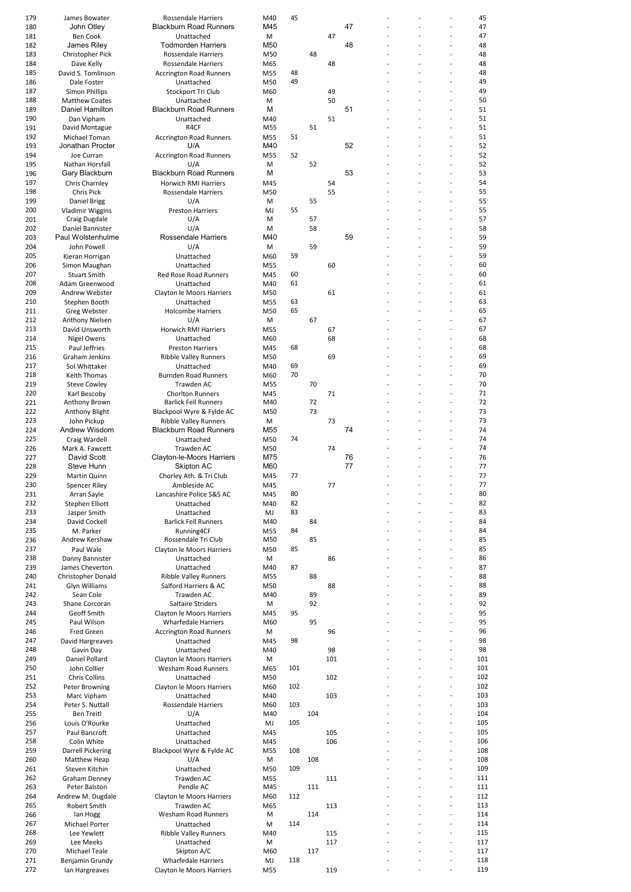| | | | | | | | | | | | |
|---|---|---|---|---|---|---|---|---|---|---|---|
| 179 | James Bowater | Rossendale Harriers | M40 | 45 | | | | - | - | - | 45 |
| 180 | John Otley | Blackburn Road Runners | M45 | | | | 47 | - | - | - | 47 |
| 181 | Ben Cook | Unattached | M | | | 47 | | - | - | - | 47 |
| 182 | James Riley | Todmorden Harriers | M50 | | | | 48 | - | - | - | 48 |
| 183 | Christopher Pick | Rossendale Harriers | M50 | | 48 | | | - | - | - | 48 |
| 184 | Dave Kelly | Rossendale Harriers | M65 | | | 48 | | - | - | - | 48 |
| 185 | David S. Tomlinson | Accrington Road Runners | M55 | 48 | | | | - | - | - | 48 |
| 186 | Dale Foster | Unattached | M50 | 49 | | | | - | - | - | 49 |
| 187 | Simon Phillips | Stockport Tri Club | M60 | | | 49 | | - | - | - | 49 |
| 188 | Matthew Coates | Unattached | M | | | 50 | | - | - | - | 50 |
| 189 | Daniel Hamilton | Blackburn Road Runners | M | | | | 51 | - | - | - | 51 |
| 190 | Dan Vipham | Unattached | M40 | | | 51 | | - | - | - | 51 |
| 191 | David Montague | R4CF | M55 | | 51 | | | - | - | - | 51 |
| 192 | Michael Toman | Accrington Road Runners | M55 | 51 | | | | - | - | - | 51 |
| 193 | Jonathan Procter | U/A | M40 | | | | 52 | - | - | - | 52 |
| 194 | Joe Curran | Accrington Road Runners | M55 | 52 | | | | - | - | - | 52 |
| 195 | Nathan Horsfall | U/A | M | | 52 | | | - | - | - | 52 |
| 196 | Gary Blackburn | Blackburn Road Runners | M | | | | 53 | - | - | - | 53 |
| 197 | Chris Charnley | Horwich RMI Harriers | M45 | | | 54 | | - | - | - | 54 |
| 198 | Chris Pick | Rossendale Harriers | M50 | | | 55 | | - | - | - | 55 |
| 199 | Daniel Brigg | U/A | M | | 55 | | | - | - | - | 55 |
| 200 | Vladimir Wiggins | Preston Harriers | MJ | 55 | | | | - | - | - | 55 |
| 201 | Craig Dugdale | U/A | M | | 57 | | | - | - | - | 57 |
| 202 | Daniel Bannister | U/A | M | | 58 | | | - | - | - | 58 |
| 203 | Paul Wolstenhulme | Rossendale Harriers | M40 | | | | 59 | - | - | - | 59 |
| 204 | John Powell | U/A | M | | 59 | | | - | - | - | 59 |
| 205 | Kieran Horrigan | Unattached | M60 | 59 | | | | - | - | - | 59 |
| 206 | Simon Maughan | Unattached | M55 | | | 60 | | - | - | - | 60 |
| 207 | Stuart Smith | Red Rose Road Runners | M45 | 60 | | | | - | - | - | 60 |
| 208 | Adam Greenwood | Unattached | M40 | 61 | | | | - | - | - | 61 |
| 209 | Andrew Webster | Clayton le Moors Harriers | M50 | | | 61 | | - | - | - | 61 |
| 210 | Stephen Booth | Unattached | M55 | 63 | | | | - | - | - | 63 |
| 211 | Greg Webster | Holcombe Harriers | M50 | 65 | | | | - | - | - | 65 |
| 212 | Anthony Nielsen | U/A | M | | 67 | | | - | - | - | 67 |
| 213 | David Unsworth | Horwich RMI Harriers | M55 | | | 67 | | - | - | - | 67 |
| 214 | Nigel Owens | Unattached | M60 | | | 68 | | - | - | - | 68 |
| 215 | Paul Jeffries | Preston Harriers | M45 | 68 | | | | - | - | - | 68 |
| 216 | Graham Jenkins | Ribble Valley Runners | M50 | | | 69 | | - | - | - | 69 |
| 217 | Sol Whittaker | Unattached | M40 | 69 | | | | - | - | - | 69 |
| 218 | Keith Thomas | Burnden Road Runners | M60 | 70 | | | | - | - | - | 70 |
| 219 | Steve Cowley | Trawden AC | M55 | | 70 | | | - | - | - | 70 |
| 220 | Karl Bescoby | Chorlton Runners | M45 | | | 71 | | - | - | - | 71 |
| 221 | Anthony Brown | Barlick Fell Runners | M40 | | 72 | | | - | - | - | 72 |
| 222 | Anthony Blight | Blackpool Wyre & Fylde AC | M50 | | 73 | | | - | - | - | 73 |
| 223 | John Pickup | Ribble Valley Runners | M | | | 73 | | - | - | - | 73 |
| 224 | Andrew Wisdom | Blackburn Road Runners | M55 | | | | 74 | - | - | - | 74 |
| 225 | Craig Wardell | Unattached | M50 | 74 | | | | - | - | - | 74 |
| 226 | Mark A. Fawcett | Trawden AC | M50 | | | 74 | | - | - | - | 74 |
| 227 | David Scott | Clayton-le-Moors Harriers | M75 | | | | 76 | - | - | - | 76 |
| 228 | Steve Hunn | Skipton AC | M60 | | | | 77 | - | - | - | 77 |
| 229 | Martin Quinn | Chorley Ath. & Tri Club | M45 | 77 | | | | - | - | - | 77 |
| 230 | Spencer Riley | Ambleside AC | M45 | | | 77 | | - | - | - | 77 |
| 231 | Arran Sayle | Lancashire Police S&S AC | M45 | 80 | | | | - | - | - | 80 |
| 232 | Stephen Elliott | Unattached | M40 | 82 | | | | - | - | - | 82 |
| 233 | Jasper Smith | Unattached | MJ | 83 | | | | - | - | - | 83 |
| 234 | David Cockell | Barlick Fell Runners | M40 | | 84 | | | - | - | - | 84 |
| 235 | M. Parker | Running4CF | M55 | 84 | | | | - | - | - | 84 |
| 236 | Andrew Kershaw | Rossendale Tri Club | M50 | | 85 | | | - | - | - | 85 |
| 237 | Paul Wale | Clayton le Moors Harriers | M50 | 85 | | | | - | - | - | 85 |
| 238 | Danny Bannister | Unattached | M | | | 86 | | - | - | - | 86 |
| 239 | James Cheverton | Unattached | M40 | 87 | | | | - | - | - | 87 |
| 240 | Christopher Donald | Ribble Valley Runners | M55 | | 88 | | | - | - | - | 88 |
| 241 | Glyn Williams | Salford Harriers & AC | M50 | | | 88 | | - | - | - | 88 |
| 242 | Sean Cole | Trawden AC | M40 | | 89 | | | - | - | - | 89 |
| 243 | Shane Corcoran | Saltaire Striders | M | | 92 | | | - | - | - | 92 |
| 244 | Geoff Smith | Clayton le Moors Harriers | M45 | 95 | | | | - | - | - | 95 |
| 245 | Paul Wilson | Wharfedale Harriers | M60 | | 95 | | | - | - | - | 95 |
| 246 | Fred Green | Accrington Road Runners | M | | | 96 | | - | - | - | 96 |
| 247 | David Hargreaves | Unattached | M45 | 98 | | | | - | - | - | 98 |
| 248 | Gavin Day | Unattached | M40 | | | 98 | | - | - | - | 98 |
| 249 | Daniel Pollard | Clayton le Moors Harriers | M | | | 101 | | - | - | - | 101 |
| 250 | John Collier | Wesham Road Runners | M65 | 101 | | | | - | - | - | 101 |
| 251 | Chris Collins | Unattached | M50 | | | 102 | | - | - | - | 102 |
| 252 | Peter Browning | Clayton le Moors Harriers | M60 | 102 | | | | - | - | - | 102 |
| 253 | Marc Vipham | Unattached | M40 | | | 103 | | - | - | - | 103 |
| 254 | Peter S. Nuttall | Rossendale Harriers | M60 | 103 | | | | - | - | - | 103 |
| 255 | Ben Treitl | U/A | M40 | | 104 | | | - | - | - | 104 |
| 256 | Louis O'Rourke | Unattached | MJ | 105 | | | | - | - | - | 105 |
| 257 | Paul Bancroft | Unattached | M45 | | | 105 | | - | - | - | 105 |
| 258 | Colin White | Unattached | M45 | | | 106 | | - | - | - | 106 |
| 259 | Darrell Pickering | Blackpool Wyre & Fylde AC | M55 | 108 | | | | - | - | - | 108 |
| 260 | Matthew Heap | U/A | M | | 108 | | | - | - | - | 108 |
| 261 | Steven Kitchin | Unattached | M50 | 109 | | | | - | - | - | 109 |
| 262 | Graham Denney | Trawden AC | M55 | | | 111 | | - | - | - | 111 |
| 263 | Peter Balston | Pendle AC | M45 | | 111 | | | - | - | - | 111 |
| 264 | Andrew M. Dugdale | Clayton le Moors Harriers | M60 | 112 | | | | - | - | - | 112 |
| 265 | Robert Smith | Trawden AC | M65 | | | 113 | | - | - | - | 113 |
| 266 | Ian Hogg | Wesham Road Runners | M | | 114 | | | - | - | - | 114 |
| 267 | Michael Porter | Unattached | M | 114 | | | | - | - | - | 114 |
| 268 | Lee Yewlett | Ribble Valley Runners | M40 | | | 115 | | - | - | - | 115 |
| 269 | Lee Meeks | Unattached | M | | | 117 | | - | - | - | 117 |
| 270 | Michael Teale | Skipton A/C | M60 | | 117 | | | - | - | - | 117 |
| 271 | Benjamin Grundy | Wharfedale Harriers | MJ | 118 | | | | - | - | - | 118 |
| 272 | Ian Hargreaves | Clayton le Moors Harriers | M55 | | | 119 | | - | - | - | 119 |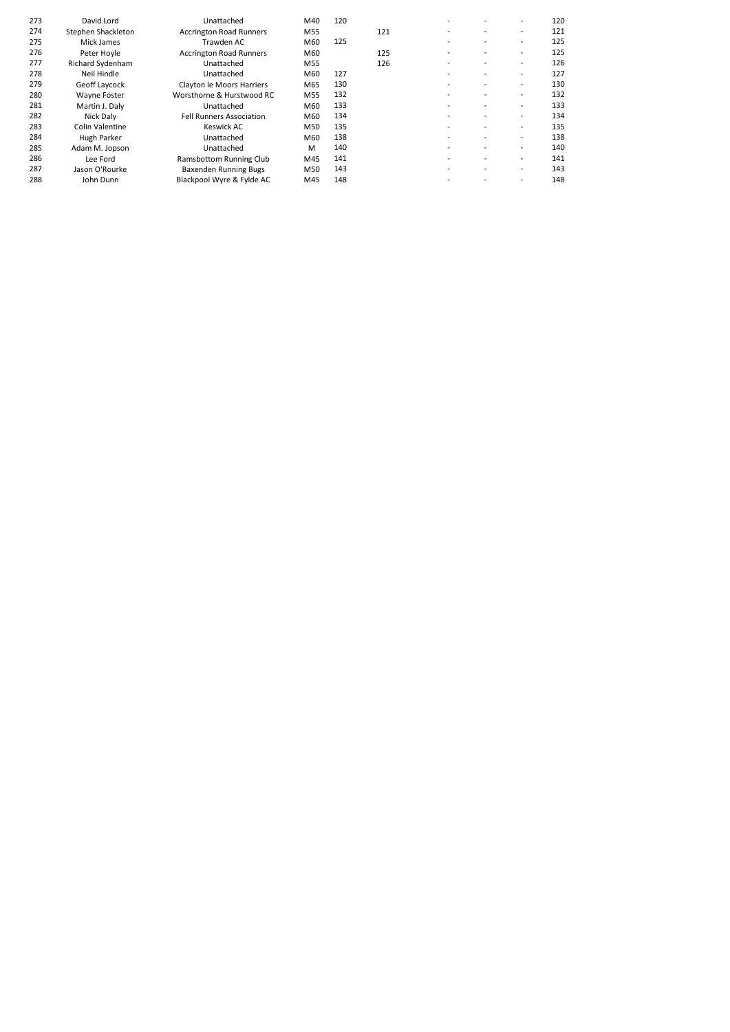| | | | | | | | | | |
|---|---|---|---|---|---|---|---|---|---|
| 273 | David Lord | Unattached | M40 | 120 | | - | - | - | 120 |
| 274 | Stephen Shackleton | Accrington Road Runners | M55 | | 121 | - | - | - | 121 |
| 275 | Mick James | Trawden AC | M60 | 125 | | - | - | - | 125 |
| 276 | Peter Hoyle | Accrington Road Runners | M60 | | 125 | - | - | - | 125 |
| 277 | Richard Sydenham | Unattached | M55 | | 126 | - | - | - | 126 |
| 278 | Neil Hindle | Unattached | M60 | 127 | | - | - | - | 127 |
| 279 | Geoff Laycock | Clayton le Moors Harriers | M65 | 130 | | - | - | - | 130 |
| 280 | Wayne Foster | Worsthorne & Hurstwood RC | M55 | 132 | | - | - | - | 132 |
| 281 | Martin J. Daly | Unattached | M60 | 133 | | - | - | - | 133 |
| 282 | Nick Daly | Fell Runners Association | M60 | 134 | | - | - | - | 134 |
| 283 | Colin Valentine | Keswick AC | M50 | 135 | | - | - | - | 135 |
| 284 | Hugh Parker | Unattached | M60 | 138 | | - | - | - | 138 |
| 285 | Adam M. Jopson | Unattached | M | 140 | | - | - | - | 140 |
| 286 | Lee Ford | Ramsbottom Running Club | M45 | 141 | | - | - | - | 141 |
| 287 | Jason O'Rourke | Baxenden Running Bugs | M50 | 143 | | - | - | - | 143 |
| 288 | John Dunn | Blackpool Wyre & Fylde AC | M45 | 148 | | - | - | - | 148 |